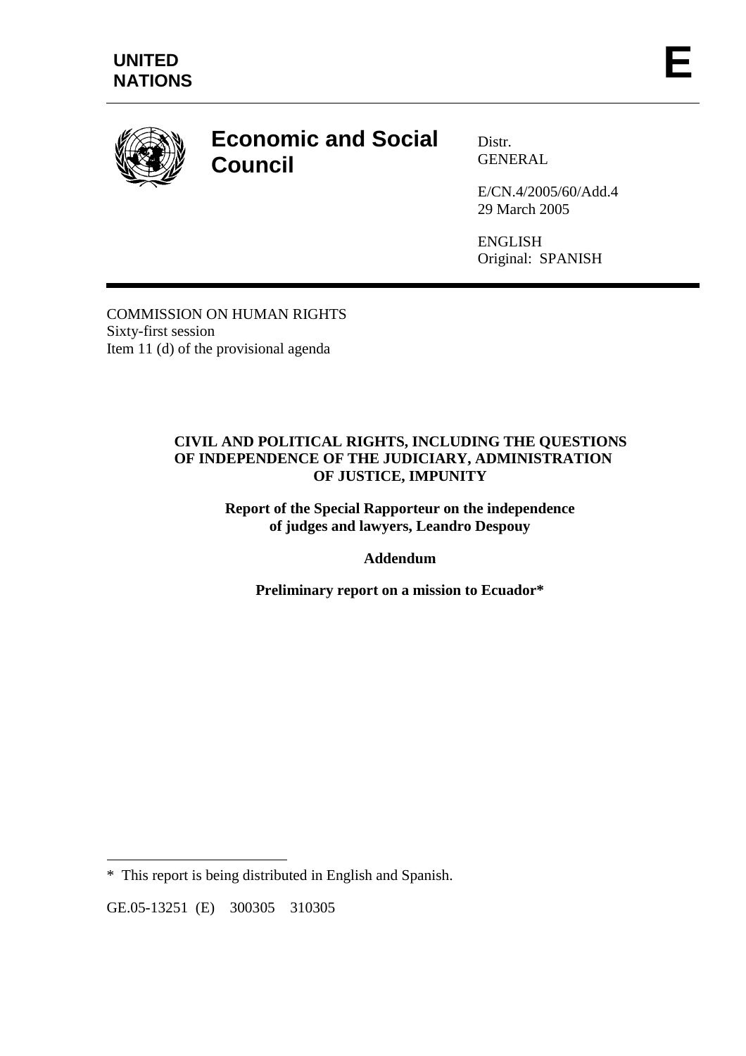**UNITED NATIONS**

**E**

# Economic and Social Council

Distr.
GENERAL

E/CN.4/2005/60/Add.4
29 March 2005

ENGLISH
Original: SPANISH

COMMISSION ON HUMAN RIGHTS
Sixty-first session
Item 11 (d) of the provisional agenda

## CIVIL AND POLITICAL RIGHTS, INCLUDING THE QUESTIONS OF INDEPENDENCE OF THE JUDICIARY, ADMINISTRATION OF JUSTICE, IMPUNITY

**Report of the Special Rapporteur on the independence of judges and lawyers, Leandro Despouy**

**Addendum**

**Preliminary report on a mission to Ecuador***

---

* This report is being distributed in English and Spanish.

GE.05-13251 (E) 300305 310305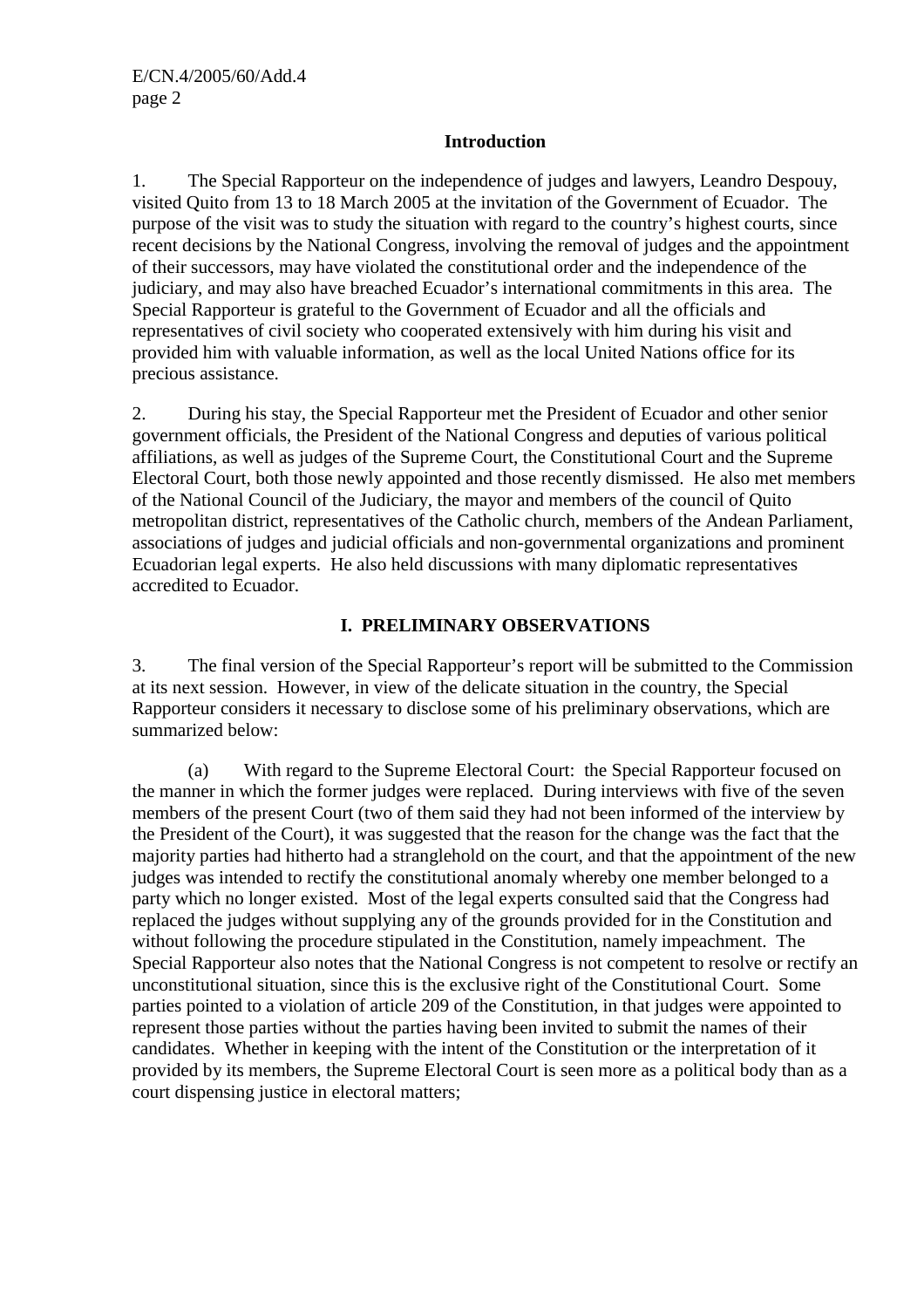## Introduction

1. The Special Rapporteur on the independence of judges and lawyers, Leandro Despouy, visited Quito from 13 to 18 March 2005 at the invitation of the Government of Ecuador. The purpose of the visit was to study the situation with regard to the country's highest courts, since recent decisions by the National Congress, involving the removal of judges and the appointment of their successors, may have violated the constitutional order and the independence of the judiciary, and may also have breached Ecuador's international commitments in this area. The Special Rapporteur is grateful to the Government of Ecuador and all the officials and representatives of civil society who cooperated extensively with him during his visit and provided him with valuable information, as well as the local United Nations office for its precious assistance.

2. During his stay, the Special Rapporteur met the President of Ecuador and other senior government officials, the President of the National Congress and deputies of various political affiliations, as well as judges of the Supreme Court, the Constitutional Court and the Supreme Electoral Court, both those newly appointed and those recently dismissed. He also met members of the National Council of the Judiciary, the mayor and members of the council of Quito metropolitan district, representatives of the Catholic church, members of the Andean Parliament, associations of judges and judicial officials and non-governmental organizations and prominent Ecuadorian legal experts. He also held discussions with many diplomatic representatives accredited to Ecuador.

## I. PRELIMINARY OBSERVATIONS

3. The final version of the Special Rapporteur's report will be submitted to the Commission at its next session. However, in view of the delicate situation in the country, the Special Rapporteur considers it necessary to disclose some of his preliminary observations, which are summarized below:

(a) With regard to the Supreme Electoral Court: the Special Rapporteur focused on the manner in which the former judges were replaced. During interviews with five of the seven members of the present Court (two of them said they had not been informed of the interview by the President of the Court), it was suggested that the reason for the change was the fact that the majority parties had hitherto had a stranglehold on the court, and that the appointment of the new judges was intended to rectify the constitutional anomaly whereby one member belonged to a party which no longer existed. Most of the legal experts consulted said that the Congress had replaced the judges without supplying any of the grounds provided for in the Constitution and without following the procedure stipulated in the Constitution, namely impeachment. The Special Rapporteur also notes that the National Congress is not competent to resolve or rectify an unconstitutional situation, since this is the exclusive right of the Constitutional Court. Some parties pointed to a violation of article 209 of the Constitution, in that judges were appointed to represent those parties without the parties having been invited to submit the names of their candidates. Whether in keeping with the intent of the Constitution or the interpretation of it provided by its members, the Supreme Electoral Court is seen more as a political body than as a court dispensing justice in electoral matters;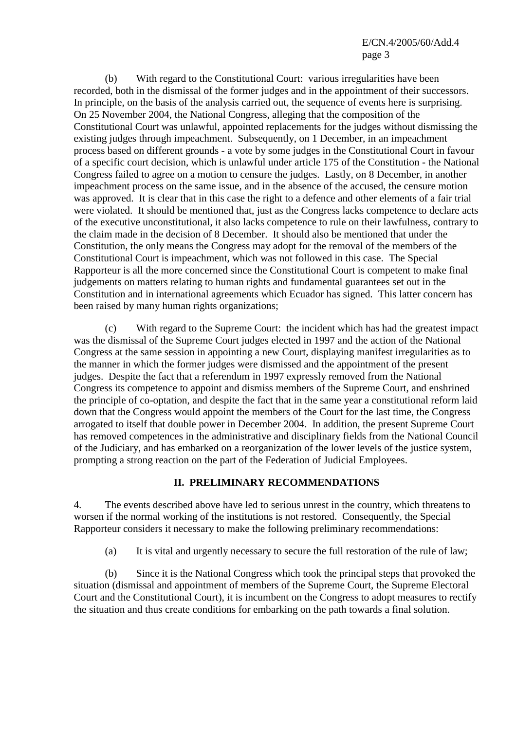(b) With regard to the Constitutional Court: various irregularities have been recorded, both in the dismissal of the former judges and in the appointment of their successors. In principle, on the basis of the analysis carried out, the sequence of events here is surprising. On 25 November 2004, the National Congress, alleging that the composition of the Constitutional Court was unlawful, appointed replacements for the judges without dismissing the existing judges through impeachment. Subsequently, on 1 December, in an impeachment process based on different grounds - a vote by some judges in the Constitutional Court in favour of a specific court decision, which is unlawful under article 175 of the Constitution - the National Congress failed to agree on a motion to censure the judges. Lastly, on 8 December, in another impeachment process on the same issue, and in the absence of the accused, the censure motion was approved. It is clear that in this case the right to a defence and other elements of a fair trial were violated. It should be mentioned that, just as the Congress lacks competence to declare acts of the executive unconstitutional, it also lacks competence to rule on their lawfulness, contrary to the claim made in the decision of 8 December. It should also be mentioned that under the Constitution, the only means the Congress may adopt for the removal of the members of the Constitutional Court is impeachment, which was not followed in this case. The Special Rapporteur is all the more concerned since the Constitutional Court is competent to make final judgements on matters relating to human rights and fundamental guarantees set out in the Constitution and in international agreements which Ecuador has signed. This latter concern has been raised by many human rights organizations;

(c) With regard to the Supreme Court: the incident which has had the greatest impact was the dismissal of the Supreme Court judges elected in 1997 and the action of the National Congress at the same session in appointing a new Court, displaying manifest irregularities as to the manner in which the former judges were dismissed and the appointment of the present judges. Despite the fact that a referendum in 1997 expressly removed from the National Congress its competence to appoint and dismiss members of the Supreme Court, and enshrined the principle of co-optation, and despite the fact that in the same year a constitutional reform laid down that the Congress would appoint the members of the Court for the last time, the Congress arrogated to itself that double power in December 2004. In addition, the present Supreme Court has removed competences in the administrative and disciplinary fields from the National Council of the Judiciary, and has embarked on a reorganization of the lower levels of the justice system, prompting a strong reaction on the part of the Federation of Judicial Employees.

## II. PRELIMINARY RECOMMENDATIONS

4. The events described above have led to serious unrest in the country, which threatens to worsen if the normal working of the institutions is not restored. Consequently, the Special Rapporteur considers it necessary to make the following preliminary recommendations:

(a) It is vital and urgently necessary to secure the full restoration of the rule of law;

(b) Since it is the National Congress which took the principal steps that provoked the situation (dismissal and appointment of members of the Supreme Court, the Supreme Electoral Court and the Constitutional Court), it is incumbent on the Congress to adopt measures to rectify the situation and thus create conditions for embarking on the path towards a final solution.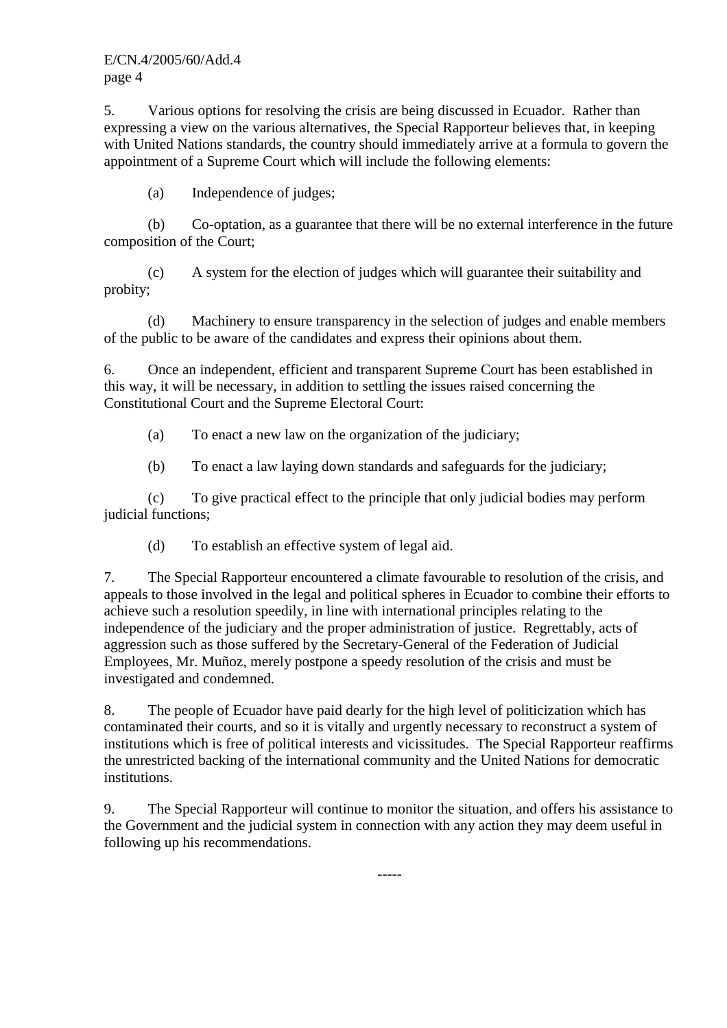5. Various options for resolving the crisis are being discussed in Ecuador. Rather than expressing a view on the various alternatives, the Special Rapporteur believes that, in keeping with United Nations standards, the country should immediately arrive at a formula to govern the appointment of a Supreme Court which will include the following elements:

(a) Independence of judges;

(b) Co-optation, as a guarantee that there will be no external interference in the future composition of the Court;

(c) A system for the election of judges which will guarantee their suitability and probity;

(d) Machinery to ensure transparency in the selection of judges and enable members of the public to be aware of the candidates and express their opinions about them.

6. Once an independent, efficient and transparent Supreme Court has been established in this way, it will be necessary, in addition to settling the issues raised concerning the Constitutional Court and the Supreme Electoral Court:

(a) To enact a new law on the organization of the judiciary;

(b) To enact a law laying down standards and safeguards for the judiciary;

(c) To give practical effect to the principle that only judicial bodies may perform judicial functions;

(d) To establish an effective system of legal aid.

7. The Special Rapporteur encountered a climate favourable to resolution of the crisis, and appeals to those involved in the legal and political spheres in Ecuador to combine their efforts to achieve such a resolution speedily, in line with international principles relating to the independence of the judiciary and the proper administration of justice. Regrettably, acts of aggression such as those suffered by the Secretary-General of the Federation of Judicial Employees, Mr. Muñoz, merely postpone a speedy resolution of the crisis and must be investigated and condemned.

8. The people of Ecuador have paid dearly for the high level of politicization which has contaminated their courts, and so it is vitally and urgently necessary to reconstruct a system of institutions which is free of political interests and vicissitudes. The Special Rapporteur reaffirms the unrestricted backing of the international community and the United Nations for democratic institutions.

9. The Special Rapporteur will continue to monitor the situation, and offers his assistance to the Government and the judicial system in connection with any action they may deem useful in following up his recommendations.

-----